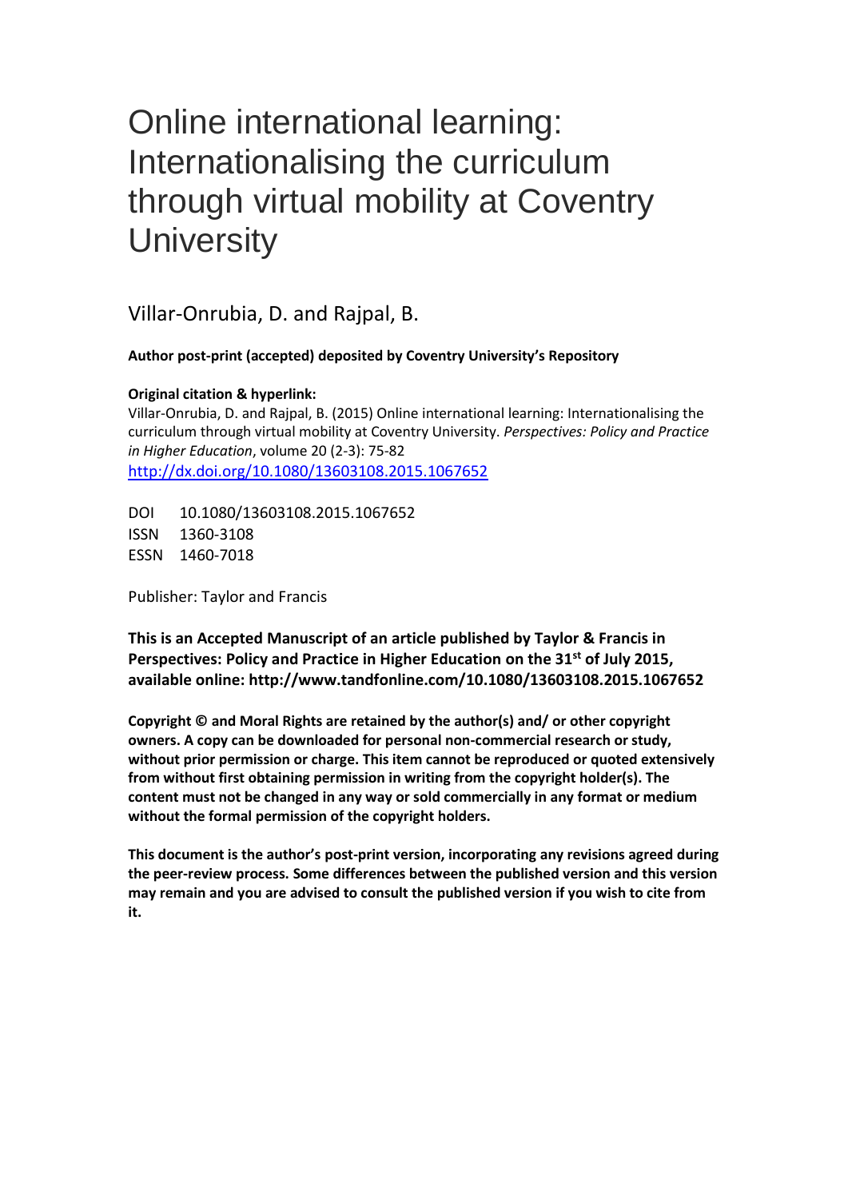# Online international learning: Internationalising the curriculum through virtual mobility at Coventry University

Villar-Onrubia, D. and Rajpal, B.

**Author post-print (accepted) deposited by Coventry University's Repository**

**Original citation & hyperlink:**

Villar-Onrubia, D. and Rajpal, B. (2015) Online international learning: Internationalising the curriculum through virtual mobility at Coventry University. *Perspectives: Policy and Practice in Higher Education*, volume 20 (2-3): 75-82

http://dx.doi.org/10.1080/13603108.2015.1067652

DOI 10.1080/13603108.2015.1067652
ISSN 1360-3108
ESSN 1460-7018

Publisher: Taylor and Francis

**This is an Accepted Manuscript of an article published by Taylor & Francis in Perspectives: Policy and Practice in Higher Education on the 31st of July 2015, available online: http://www.tandfonline.com/10.1080/13603108.2015.1067652**

**Copyright © and Moral Rights are retained by the author(s) and/ or other copyright owners. A copy can be downloaded for personal non-commercial research or study, without prior permission or charge. This item cannot be reproduced or quoted extensively from without first obtaining permission in writing from the copyright holder(s). The content must not be changed in any way or sold commercially in any format or medium without the formal permission of the copyright holders.**

**This document is the author's post-print version, incorporating any revisions agreed during the peer-review process. Some differences between the published version and this version may remain and you are advised to consult the published version if you wish to cite from it.**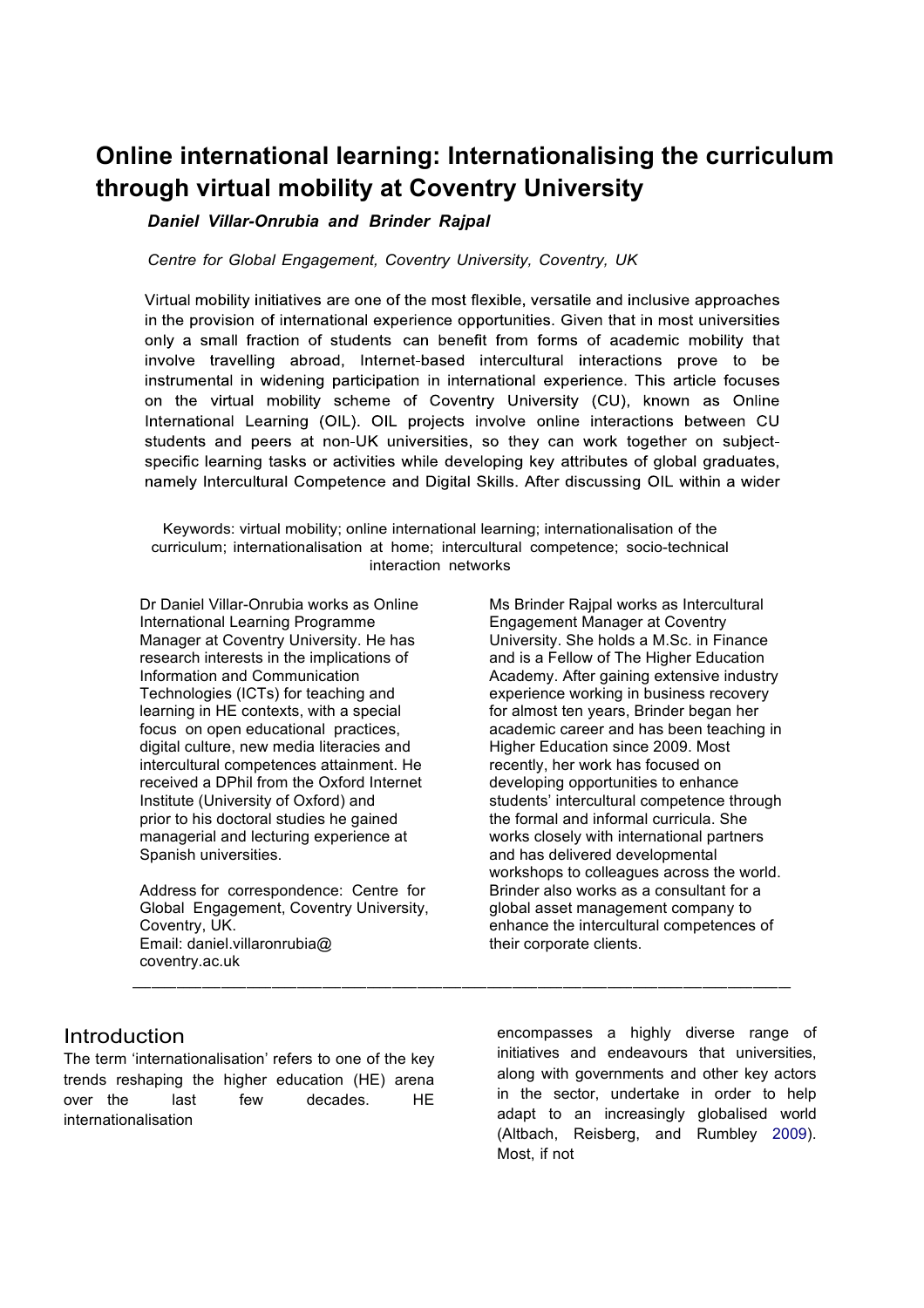# Online international learning: Internationalising the curriculum through virtual mobility at Coventry University

***Daniel Villar-Onrubia and Brinder Rajpal***

*Centre for Global Engagement, Coventry University, Coventry, UK*

Virtual mobility initiatives are one of the most flexible, versatile and inclusive approaches in the provision of international experience opportunities. Given that in most universities only a small fraction of students can benefit from forms of academic mobility that involve travelling abroad, Internet-based intercultural interactions prove to be instrumental in widening participation in international experience. This article focuses on the virtual mobility scheme of Coventry University (CU), known as Online International Learning (OIL). OIL projects involve online interactions between CU students and peers at non-UK universities, so they can work together on subject-specific learning tasks or activities while developing key attributes of global graduates, namely Intercultural Competence and Digital Skills. After discussing OIL within a wider

Keywords: virtual mobility; online international learning; internationalisation of the curriculum; internationalisation at home; intercultural competence; socio-technical interaction networks

Dr Daniel Villar-Onrubia works as Online International Learning Programme Manager at Coventry University. He has research interests in the implications of Information and Communication Technologies (ICTs) for teaching and learning in HE contexts, with a special focus on open educational practices, digital culture, new media literacies and intercultural competences attainment. He received a DPhil from the Oxford Internet Institute (University of Oxford) and prior to his doctoral studies he gained managerial and lecturing experience at Spanish universities.

Address for correspondence: Centre for Global Engagement, Coventry University, Coventry, UK.
Email: daniel.villaronrubia@coventry.ac.uk

Ms Brinder Rajpal works as Intercultural Engagement Manager at Coventry University. She holds a M.Sc. in Finance and is a Fellow of The Higher Education Academy. After gaining extensive industry experience working in business recovery for almost ten years, Brinder began her academic career and has been teaching in Higher Education since 2009. Most recently, her work has focused on developing opportunities to enhance students' intercultural competence through the formal and informal curricula. She works closely with international partners and has delivered developmental workshops to colleagues across the world. Brinder also works as a consultant for a global asset management company to enhance the intercultural competences of their corporate clients.

---

## Introduction

The term 'internationalisation' refers to one of the key trends reshaping the higher education (HE) arena over the last few decades. HE internationalisation encompasses a highly diverse range of initiatives and endeavours that universities, along with governments and other key actors in the sector, undertake in order to help adapt to an increasingly globalised world (Altbach, Reisberg, and Rumbley 2009). Most, if not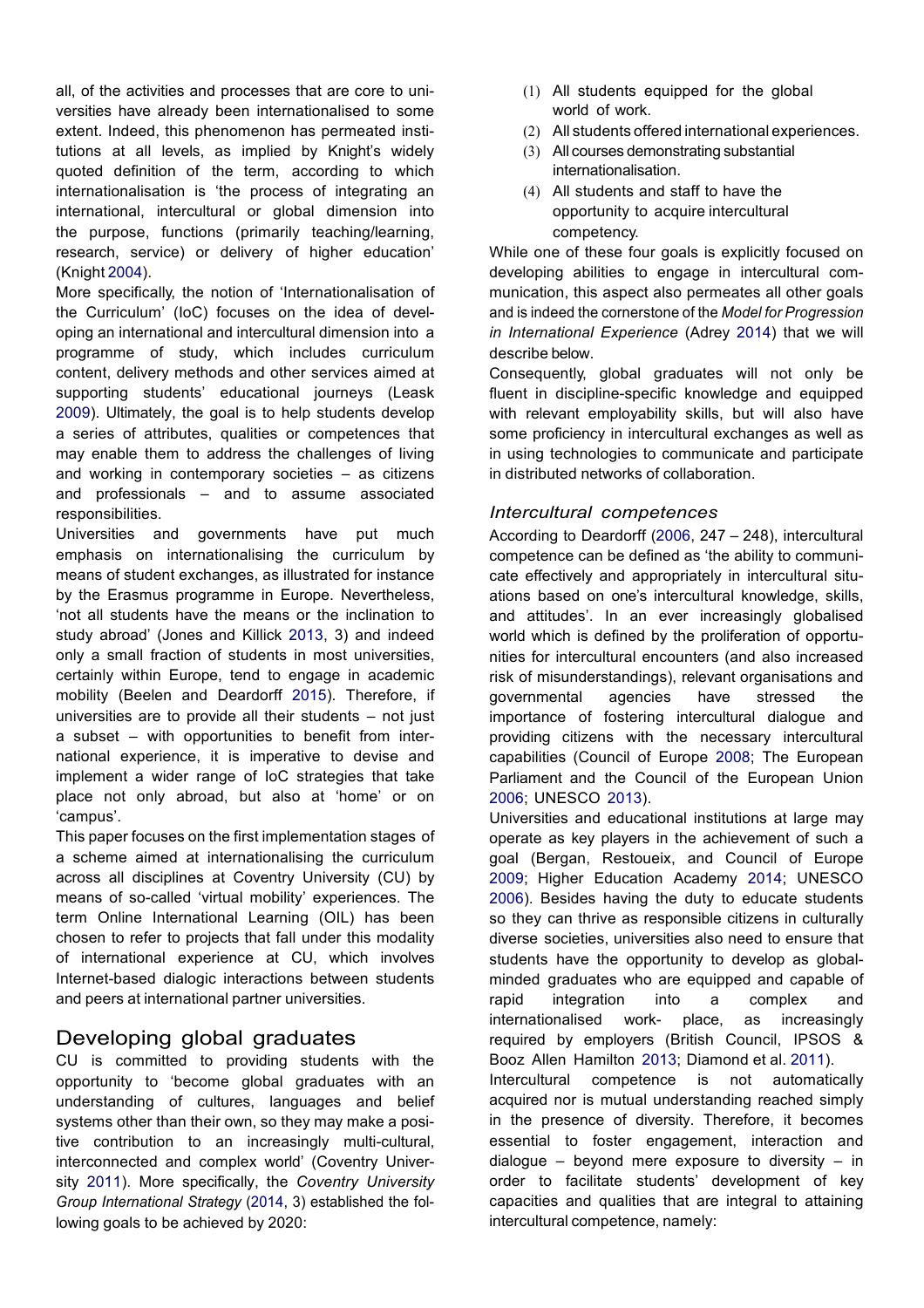all, of the activities and processes that are core to universities have already been internationalised to some extent. Indeed, this phenomenon has permeated institutions at all levels, as implied by Knight's widely quoted definition of the term, according to which internationalisation is 'the process of integrating an international, intercultural or global dimension into the purpose, functions (primarily teaching/learning, research, service) or delivery of higher education' (Knight 2004).

More specifically, the notion of 'Internationalisation of the Curriculum' (IoC) focuses on the idea of developing an international and intercultural dimension into a programme of study, which includes curriculum content, delivery methods and other services aimed at supporting students' educational journeys (Leask 2009). Ultimately, the goal is to help students develop a series of attributes, qualities or competences that may enable them to address the challenges of living and working in contemporary societies – as citizens and professionals – and to assume associated responsibilities.

Universities and governments have put much emphasis on internationalising the curriculum by means of student exchanges, as illustrated for instance by the Erasmus programme in Europe. Nevertheless, 'not all students have the means or the inclination to study abroad' (Jones and Killick 2013, 3) and indeed only a small fraction of students in most universities, certainly within Europe, tend to engage in academic mobility (Beelen and Deardorff 2015). Therefore, if universities are to provide all their students – not just a subset – with opportunities to benefit from international experience, it is imperative to devise and implement a wider range of IoC strategies that take place not only abroad, but also at 'home' or on 'campus'.

This paper focuses on the first implementation stages of a scheme aimed at internationalising the curriculum across all disciplines at Coventry University (CU) by means of so-called 'virtual mobility' experiences. The term Online International Learning (OIL) has been chosen to refer to projects that fall under this modality of international experience at CU, which involves Internet-based dialogic interactions between students and peers at international partner universities.

## Developing global graduates

CU is committed to providing students with the opportunity to 'become global graduates with an understanding of cultures, languages and belief systems other than their own, so they may make a positive contribution to an increasingly multi-cultural, interconnected and complex world' (Coventry University 2011). More specifically, the *Coventry University Group International Strategy* (2014, 3) established the following goals to be achieved by 2020:

(1) All students equipped for the global world of work.
(2) All students offered international experiences.
(3) All courses demonstrating substantial internationalisation.
(4) All students and staff to have the opportunity to acquire intercultural competency.

While one of these four goals is explicitly focused on developing abilities to engage in intercultural communication, this aspect also permeates all other goals and is indeed the cornerstone of the *Model for Progression in International Experience* (Adrey 2014) that we will describe below.

Consequently, global graduates will not only be fluent in discipline-specific knowledge and equipped with relevant employability skills, but will also have some proficiency in intercultural exchanges as well as in using technologies to communicate and participate in distributed networks of collaboration.

### *Intercultural competences*

According to Deardorff (2006, 247 – 248), intercultural competence can be defined as 'the ability to communicate effectively and appropriately in intercultural situations based on one's intercultural knowledge, skills, and attitudes'. In an ever increasingly globalised world which is defined by the proliferation of opportunities for intercultural encounters (and also increased risk of misunderstandings), relevant organisations and governmental agencies have stressed the importance of fostering intercultural dialogue and providing citizens with the necessary intercultural capabilities (Council of Europe 2008; The European Parliament and the Council of the European Union 2006; UNESCO 2013).

Universities and educational institutions at large may operate as key players in the achievement of such a goal (Bergan, Restoueix, and Council of Europe 2009; Higher Education Academy 2014; UNESCO 2006). Besides having the duty to educate students so they can thrive as responsible citizens in culturally diverse societies, universities also need to ensure that students have the opportunity to develop as global-minded graduates who are equipped and capable of rapid integration into a complex and internationalised work- place, as increasingly required by employers (British Council, IPSOS & Booz Allen Hamilton 2013; Diamond et al. 2011).

Intercultural competence is not automatically acquired nor is mutual understanding reached simply in the presence of diversity. Therefore, it becomes essential to foster engagement, interaction and dialogue – beyond mere exposure to diversity – in order to facilitate students' development of key capacities and qualities that are integral to attaining intercultural competence, namely: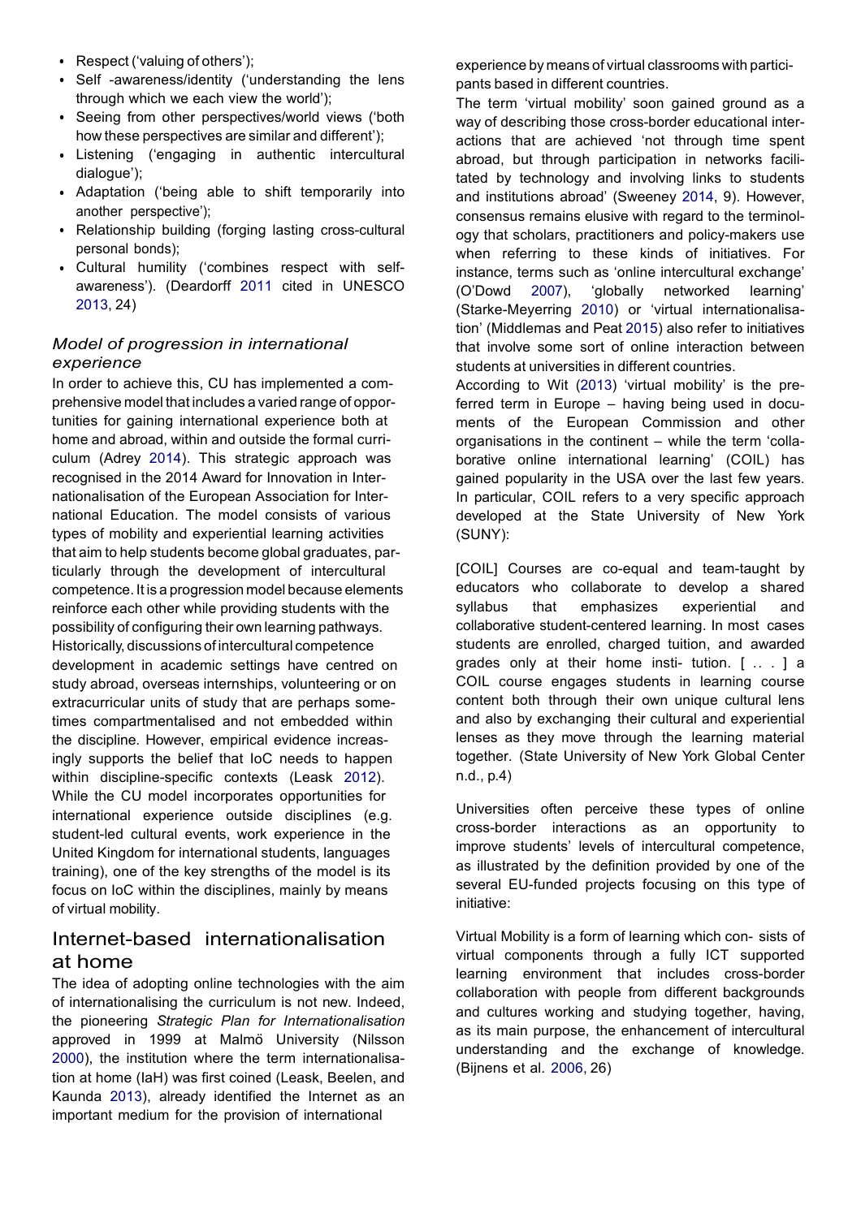- Respect ('valuing of others');
- Self -awareness/identity ('understanding the lens through which we each view the world');
- Seeing from other perspectives/world views ('both how these perspectives are similar and different');
- Listening ('engaging in authentic intercultural dialogue');
- Adaptation ('being able to shift temporarily into another perspective');
- Relationship building (forging lasting cross-cultural personal bonds);
- Cultural humility ('combines respect with self-awareness'). (Deardorff 2011 cited in UNESCO 2013, 24)

### *Model of progression in international experience*

In order to achieve this, CU has implemented a comprehensive model that includes a varied range of opportunities for gaining international experience both at home and abroad, within and outside the formal curriculum (Adrey 2014). This strategic approach was recognised in the 2014 Award for Innovation in Internationalisation of the European Association for International Education. The model consists of various types of mobility and experiential learning activities that aim to help students become global graduates, particularly through the development of intercultural competence. It is a progression model because elements reinforce each other while providing students with the possibility of configuring their own learning pathways.

Historically, discussions of intercultural competence development in academic settings have centred on study abroad, overseas internships, volunteering or on extracurricular units of study that are perhaps sometimes compartmentalised and not embedded within the discipline. However, empirical evidence increasingly supports the belief that IoC needs to happen within discipline-specific contexts (Leask 2012). While the CU model incorporates opportunities for international experience outside disciplines (e.g. student-led cultural events, work experience in the United Kingdom for international students, languages training), one of the key strengths of the model is its focus on IoC within the disciplines, mainly by means of virtual mobility.

## Internet-based internationalisation at home

The idea of adopting online technologies with the aim of internationalising the curriculum is not new. Indeed, the pioneering *Strategic Plan for Internationalisation* approved in 1999 at Malmö University (Nilsson 2000), the institution where the term internationalisation at home (IaH) was first coined (Leask, Beelen, and Kaunda 2013), already identified the Internet as an important medium for the provision of international experience by means of virtual classrooms with participants based in different countries.

The term 'virtual mobility' soon gained ground as a way of describing those cross-border educational interactions that are achieved 'not through time spent abroad, but through participation in networks facilitated by technology and involving links to students and institutions abroad' (Sweeney 2014, 9). However, consensus remains elusive with regard to the terminology that scholars, practitioners and policy-makers use when referring to these kinds of initiatives. For instance, terms such as 'online intercultural exchange' (O'Dowd 2007), 'globally networked learning' (Starke-Meyerring 2010) or 'virtual internationalisation' (Middlemas and Peat 2015) also refer to initiatives that involve some sort of online interaction between students at universities in different countries.

According to Wit (2013) 'virtual mobility' is the preferred term in Europe – having being used in documents of the European Commission and other organisations in the continent – while the term 'collaborative online international learning' (COIL) has gained popularity in the USA over the last few years. In particular, COIL refers to a very specific approach developed at the State University of New York (SUNY):

> [COIL] Courses are co-equal and team-taught by educators who collaborate to develop a shared syllabus that emphasizes experiential and collaborative student-centered learning. In most cases students are enrolled, charged tuition, and awarded grades only at their home insti- tution. [ . . . ] a COIL course engages students in learning course content both through their own unique cultural lens and also by exchanging their cultural and experiential lenses as they move through the learning material together. (State University of New York Global Center n.d., p.4)

Universities often perceive these types of online cross-border interactions as an opportunity to improve students' levels of intercultural competence, as illustrated by the definition provided by one of the several EU-funded projects focusing on this type of initiative:

> Virtual Mobility is a form of learning which con- sists of virtual components through a fully ICT supported learning environment that includes cross-border collaboration with people from different backgrounds and cultures working and studying together, having, as its main purpose, the enhancement of intercultural understanding and the exchange of knowledge. (Bijnens et al. 2006, 26)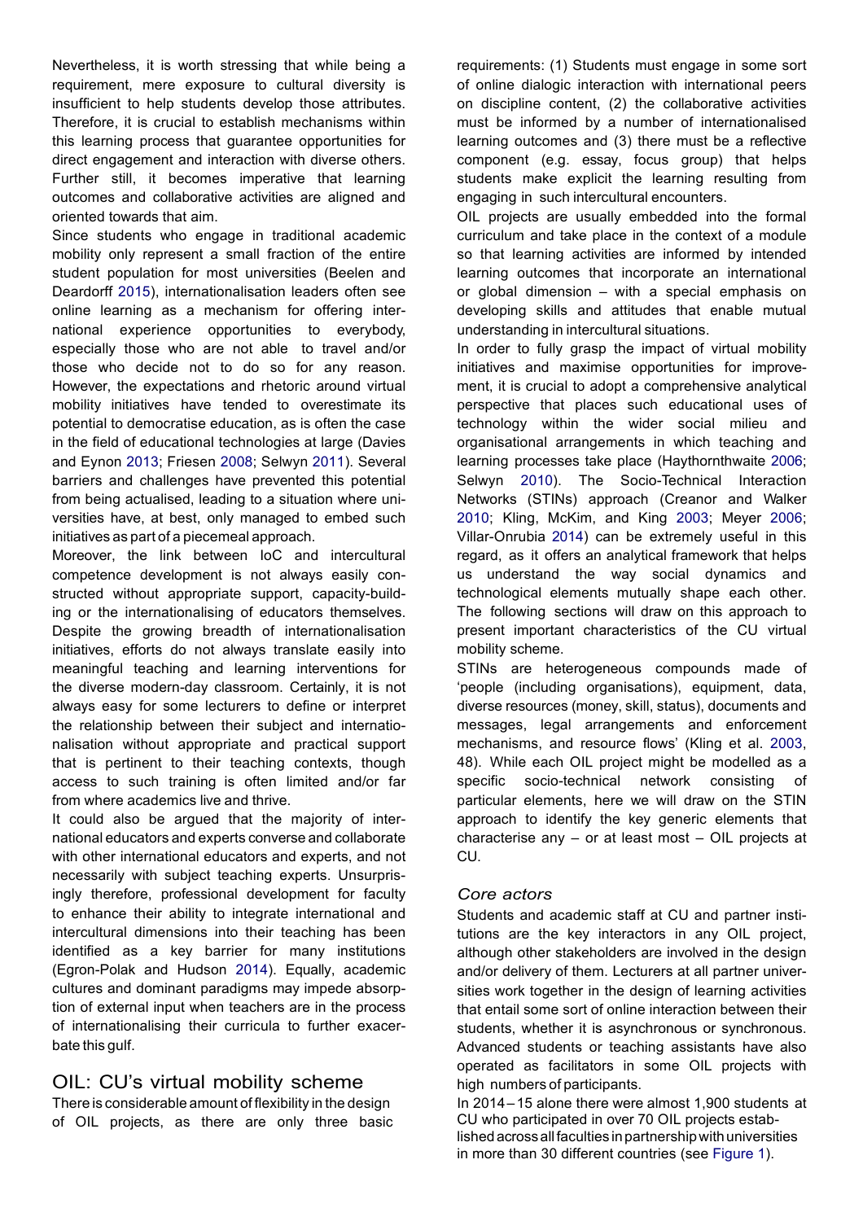Nevertheless, it is worth stressing that while being a requirement, mere exposure to cultural diversity is insufficient to help students develop those attributes. Therefore, it is crucial to establish mechanisms within this learning process that guarantee opportunities for direct engagement and interaction with diverse others. Further still, it becomes imperative that learning outcomes and collaborative activities are aligned and oriented towards that aim.

Since students who engage in traditional academic mobility only represent a small fraction of the entire student population for most universities (Beelen and Deardorff 2015), internationalisation leaders often see online learning as a mechanism for offering international experience opportunities to everybody, especially those who are not able to travel and/or those who decide not to do so for any reason. However, the expectations and rhetoric around virtual mobility initiatives have tended to overestimate its potential to democratise education, as is often the case in the field of educational technologies at large (Davies and Eynon 2013; Friesen 2008; Selwyn 2011). Several barriers and challenges have prevented this potential from being actualised, leading to a situation where universities have, at best, only managed to embed such initiatives as part of a piecemeal approach.

Moreover, the link between IoC and intercultural competence development is not always easily constructed without appropriate support, capacity-building or the internationalising of educators themselves. Despite the growing breadth of internationalisation initiatives, efforts do not always translate easily into meaningful teaching and learning interventions for the diverse modern-day classroom. Certainly, it is not always easy for some lecturers to define or interpret the relationship between their subject and internationalisation without appropriate and practical support that is pertinent to their teaching contexts, though access to such training is often limited and/or far from where academics live and thrive.

It could also be argued that the majority of international educators and experts converse and collaborate with other international educators and experts, and not necessarily with subject teaching experts. Unsurprisingly therefore, professional development for faculty to enhance their ability to integrate international and intercultural dimensions into their teaching has been identified as a key barrier for many institutions (Egron-Polak and Hudson 2014). Equally, academic cultures and dominant paradigms may impede absorption of external input when teachers are in the process of internationalising their curricula to further exacerbate this gulf.

## OIL: CU's virtual mobility scheme

There is considerable amount of flexibility in the design of OIL projects, as there are only three basic requirements: (1) Students must engage in some sort of online dialogic interaction with international peers on discipline content, (2) the collaborative activities must be informed by a number of internationalised learning outcomes and (3) there must be a reflective component (e.g. essay, focus group) that helps students make explicit the learning resulting from engaging in such intercultural encounters.

OIL projects are usually embedded into the formal curriculum and take place in the context of a module so that learning activities are informed by intended learning outcomes that incorporate an international or global dimension – with a special emphasis on developing skills and attitudes that enable mutual understanding in intercultural situations.

In order to fully grasp the impact of virtual mobility initiatives and maximise opportunities for improvement, it is crucial to adopt a comprehensive analytical perspective that places such educational uses of technology within the wider social milieu and organisational arrangements in which teaching and learning processes take place (Haythornthwaite 2006; Selwyn 2010). The Socio-Technical Interaction Networks (STINs) approach (Creanor and Walker 2010; Kling, McKim, and King 2003; Meyer 2006; Villar-Onrubia 2014) can be extremely useful in this regard, as it offers an analytical framework that helps us understand the way social dynamics and technological elements mutually shape each other. The following sections will draw on this approach to present important characteristics of the CU virtual mobility scheme.

STINs are heterogeneous compounds made of 'people (including organisations), equipment, data, diverse resources (money, skill, status), documents and messages, legal arrangements and enforcement mechanisms, and resource flows' (Kling et al. 2003, 48). While each OIL project might be modelled as a specific socio-technical network consisting of particular elements, here we will draw on the STIN approach to identify the key generic elements that characterise any – or at least most – OIL projects at CU.

### *Core actors*

Students and academic staff at CU and partner institutions are the key interactors in any OIL project, although other stakeholders are involved in the design and/or delivery of them. Lecturers at all partner universities work together in the design of learning activities that entail some sort of online interaction between their students, whether it is asynchronous or synchronous. Advanced students or teaching assistants have also operated as facilitators in some OIL projects with high numbers of participants.

In 2014–15 alone there were almost 1,900 students at CU who participated in over 70 OIL projects established across all faculties in partnership with universities in more than 30 different countries (see Figure 1).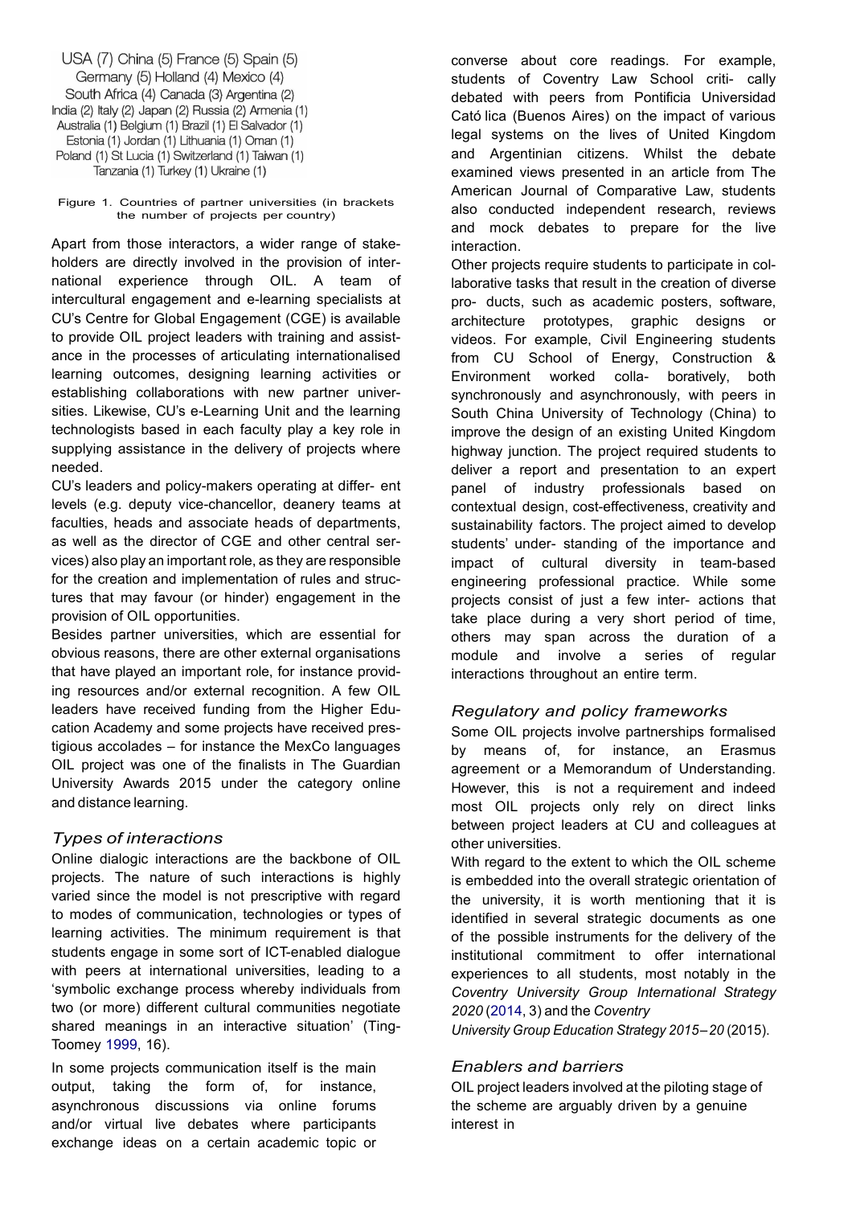USA (7) China (5) France (5) Spain (5)
Germany (5) Holland (4) Mexico (4)
South Africa (4) Canada (3) Argentina (2)
India (2) Italy (2) Japan (2) Russia (2) Armenia (1)
Australia (1) Belgium (1) Brazil (1) El Salvador (1)
Estonia (1) Jordan (1) Lithuania (1) Oman (1)
Poland (1) St Lucia (1) Switzerland (1) Taiwan (1)
Tanzania (1) Turkey (1) Ukraine (1)

Figure 1. Countries of partner universities (in brackets the number of projects per country)

Apart from those interactors, a wider range of stakeholders are directly involved in the provision of international experience through OIL. A team of intercultural engagement and e-learning specialists at CU's Centre for Global Engagement (CGE) is available to provide OIL project leaders with training and assistance in the processes of articulating internationalised learning outcomes, designing learning activities or establishing collaborations with new partner universities. Likewise, CU's e-Learning Unit and the learning technologists based in each faculty play a key role in supplying assistance in the delivery of projects where needed.

CU's leaders and policy-makers operating at different levels (e.g. deputy vice-chancellor, deanery teams at faculties, heads and associate heads of departments, as well as the director of CGE and other central services) also play an important role, as they are responsible for the creation and implementation of rules and structures that may favour (or hinder) engagement in the provision of OIL opportunities.

Besides partner universities, which are essential for obvious reasons, there are other external organisations that have played an important role, for instance providing resources and/or external recognition. A few OIL leaders have received funding from the Higher Education Academy and some projects have received prestigious accolades – for instance the MexCo languages OIL project was one of the finalists in The Guardian University Awards 2015 under the category online and distance learning.

### Types of interactions

Online dialogic interactions are the backbone of OIL projects. The nature of such interactions is highly varied since the model is not prescriptive with regard to modes of communication, technologies or types of learning activities. The minimum requirement is that students engage in some sort of ICT-enabled dialogue with peers at international universities, leading to a 'symbolic exchange process whereby individuals from two (or more) different cultural communities negotiate shared meanings in an interactive situation' (Ting-Toomey 1999, 16).

In some projects communication itself is the main output, taking the form of, for instance, asynchronous discussions via online forums and/or virtual live debates where participants exchange ideas on a certain academic topic or converse about core readings. For example, students of Coventry Law School critically debated with peers from Pontificia Universidad Cató lica (Buenos Aires) on the impact of various legal systems on the lives of United Kingdom and Argentinian citizens. Whilst the debate examined views presented in an article from The American Journal of Comparative Law, students also conducted independent research, reviews and mock debates to prepare for the live interaction.

Other projects require students to participate in collaborative tasks that result in the creation of diverse products, such as academic posters, software, architecture prototypes, graphic designs or videos. For example, Civil Engineering students from CU School of Energy, Construction & Environment worked collaboratively, both synchronously and asynchronously, with peers in South China University of Technology (China) to improve the design of an existing United Kingdom highway junction. The project required students to deliver a report and presentation to an expert panel of industry professionals based on contextual design, cost-effectiveness, creativity and sustainability factors. The project aimed to develop students' understanding of the importance and impact of cultural diversity in team-based engineering professional practice. While some projects consist of just a few interactions that take place during a very short period of time, others may span across the duration of a module and involve a series of regular interactions throughout an entire term.

### Regulatory and policy frameworks

Some OIL projects involve partnerships formalised by means of, for instance, an Erasmus agreement or a Memorandum of Understanding. However, this is not a requirement and indeed most OIL projects only rely on direct links between project leaders at CU and colleagues at other universities.

With regard to the extent to which the OIL scheme is embedded into the overall strategic orientation of the university, it is worth mentioning that it is identified in several strategic documents as one of the possible instruments for the delivery of the institutional commitment to offer international experiences to all students, most notably in the *Coventry University Group International Strategy 2020* (2014, 3) and the *Coventry University Group Education Strategy 2015–20* (2015).

### Enablers and barriers

OIL project leaders involved at the piloting stage of the scheme are arguably driven by a genuine interest in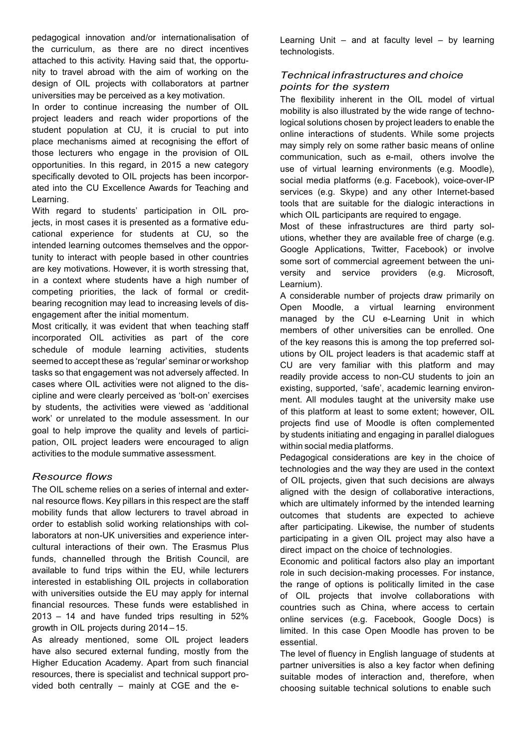pedagogical innovation and/or internationalisation of the curriculum, as there are no direct incentives attached to this activity. Having said that, the opportunity to travel abroad with the aim of working on the design of OIL projects with collaborators at partner universities may be perceived as a key motivation.

In order to continue increasing the number of OIL project leaders and reach wider proportions of the student population at CU, it is crucial to put into place mechanisms aimed at recognising the effort of those lecturers who engage in the provision of OIL opportunities. In this regard, in 2015 a new category specifically devoted to OIL projects has been incorporated into the CU Excellence Awards for Teaching and Learning.

With regard to students' participation in OIL projects, in most cases it is presented as a formative educational experience for students at CU, so the intended learning outcomes themselves and the opportunity to interact with people based in other countries are key motivations. However, it is worth stressing that, in a context where students have a high number of competing priorities, the lack of formal or credit-bearing recognition may lead to increasing levels of disengagement after the initial momentum.

Most critically, it was evident that when teaching staff incorporated OIL activities as part of the core schedule of module learning activities, students seemed to accept these as 'regular' seminar or workshop tasks so that engagement was not adversely affected. In cases where OIL activities were not aligned to the discipline and were clearly perceived as 'bolt-on' exercises by students, the activities were viewed as 'additional work' or unrelated to the module assessment. In our goal to help improve the quality and levels of participation, OIL project leaders were encouraged to align activities to the module summative assessment.

### *Resource flows*

The OIL scheme relies on a series of internal and external resource flows. Key pillars in this respect are the staff mobility funds that allow lecturers to travel abroad in order to establish solid working relationships with collaborators at non-UK universities and experience intercultural interactions of their own. The Erasmus Plus funds, channelled through the British Council, are available to fund trips within the EU, while lecturers interested in establishing OIL projects in collaboration with universities outside the EU may apply for internal financial resources. These funds were established in 2013 – 14 and have funded trips resulting in 52% growth in OIL projects during 2014 – 15.

As already mentioned, some OIL project leaders have also secured external funding, mostly from the Higher Education Academy. Apart from such financial resources, there is specialist and technical support provided both centrally – mainly at CGE and the e-Learning Unit – and at faculty level – by learning technologists.

### *Technical infrastructures and choice points for the system*

The flexibility inherent in the OIL model of virtual mobility is also illustrated by the wide range of technological solutions chosen by project leaders to enable the online interactions of students. While some projects may simply rely on some rather basic means of online communication, such as e-mail, others involve the use of virtual learning environments (e.g. Moodle), social media platforms (e.g. Facebook), voice-over-IP services (e.g. Skype) and any other Internet-based tools that are suitable for the dialogic interactions in which OIL participants are required to engage.

Most of these infrastructures are third party solutions, whether they are available free of charge (e.g. Google Applications, Twitter, Facebook) or involve some sort of commercial agreement between the university and service providers (e.g. Microsoft, Learnium).

A considerable number of projects draw primarily on Open Moodle, a virtual learning environment managed by the CU e-Learning Unit in which members of other universities can be enrolled. One of the key reasons this is among the top preferred solutions by OIL project leaders is that academic staff at CU are very familiar with this platform and may readily provide access to non-CU students to join an existing, supported, 'safe', academic learning environment. All modules taught at the university make use of this platform at least to some extent; however, OIL projects find use of Moodle is often complemented by students initiating and engaging in parallel dialogues within social media platforms.

Pedagogical considerations are key in the choice of technologies and the way they are used in the context of OIL projects, given that such decisions are always aligned with the design of collaborative interactions, which are ultimately informed by the intended learning outcomes that students are expected to achieve after participating. Likewise, the number of students participating in a given OIL project may also have a direct impact on the choice of technologies.

Economic and political factors also play an important role in such decision-making processes. For instance, the range of options is politically limited in the case of OIL projects that involve collaborations with countries such as China, where access to certain online services (e.g. Facebook, Google Docs) is limited. In this case Open Moodle has proven to be essential.

The level of fluency in English language of students at partner universities is also a key factor when defining suitable modes of interaction and, therefore, when choosing suitable technical solutions to enable such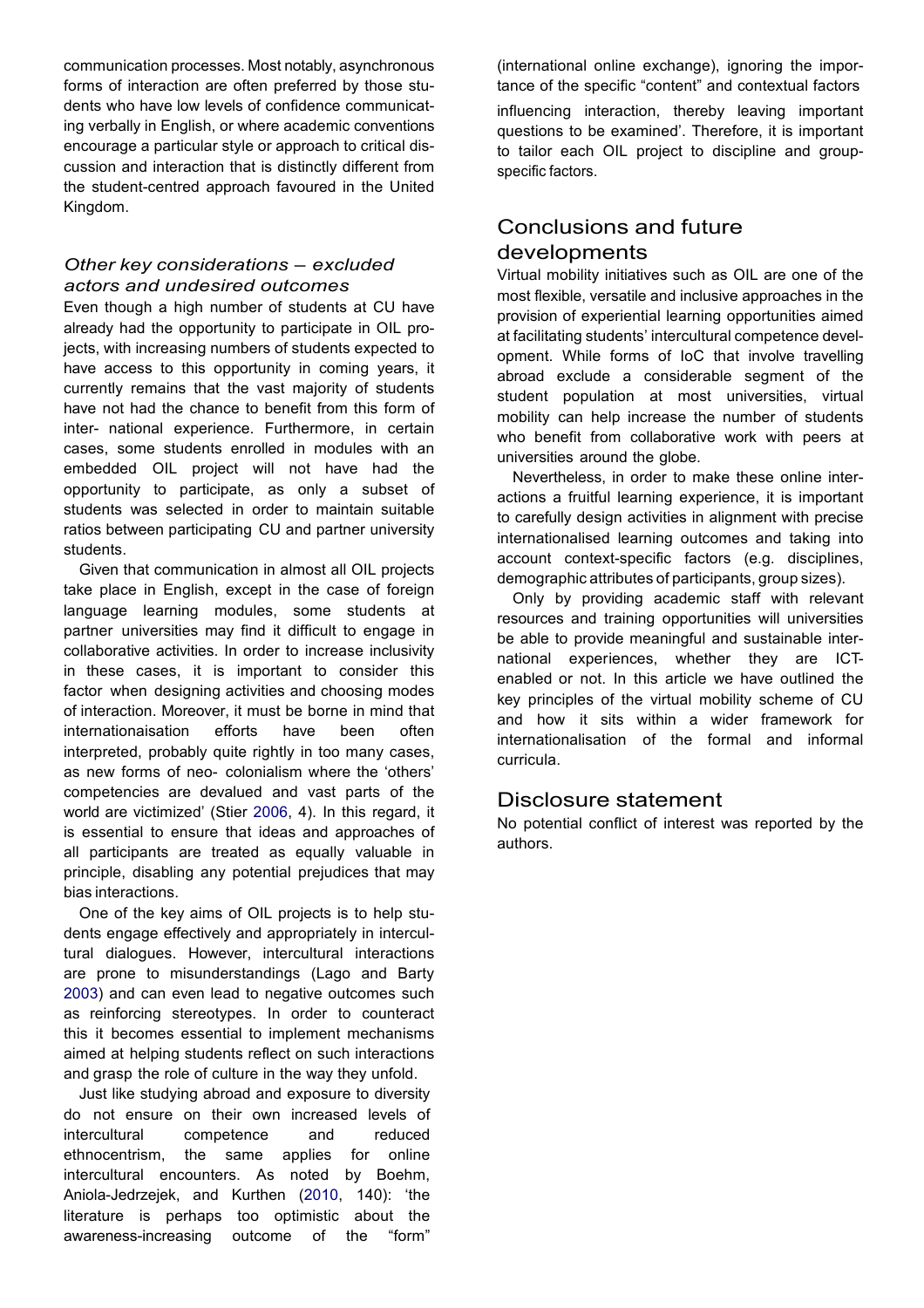communication processes. Most notably, asynchronous forms of interaction are often preferred by those students who have low levels of confidence communicating verbally in English, or where academic conventions encourage a particular style or approach to critical discussion and interaction that is distinctly different from the student-centred approach favoured in the United Kingdom.

### *Other key considerations – excluded actors and undesired outcomes*

Even though a high number of students at CU have already had the opportunity to participate in OIL projects, with increasing numbers of students expected to have access to this opportunity in coming years, it currently remains that the vast majority of students have not had the chance to benefit from this form of inter- national experience. Furthermore, in certain cases, some students enrolled in modules with an embedded OIL project will not have had the opportunity to participate, as only a subset of students was selected in order to maintain suitable ratios between participating CU and partner university students.

Given that communication in almost all OIL projects take place in English, except in the case of foreign language learning modules, some students at partner universities may find it difficult to engage in collaborative activities. In order to increase inclusivity in these cases, it is important to consider this factor when designing activities and choosing modes of interaction. Moreover, it must be borne in mind that internationaisation efforts have been often interpreted, probably quite rightly in too many cases, as new forms of neo- colonialism where the 'others' competencies are devalued and vast parts of the world are victimized' (Stier 2006, 4). In this regard, it is essential to ensure that ideas and approaches of all participants are treated as equally valuable in principle, disabling any potential prejudices that may bias interactions.

One of the key aims of OIL projects is to help students engage effectively and appropriately in intercultural dialogues. However, intercultural interactions are prone to misunderstandings (Lago and Barty 2003) and can even lead to negative outcomes such as reinforcing stereotypes. In order to counteract this it becomes essential to implement mechanisms aimed at helping students reflect on such interactions and grasp the role of culture in the way they unfold.

Just like studying abroad and exposure to diversity do not ensure on their own increased levels of intercultural competence and reduced ethnocentrism, the same applies for online intercultural encounters. As noted by Boehm, Aniola-Jedrzejek, and Kurthen (2010, 140): 'the literature is perhaps too optimistic about the awareness-increasing outcome of the "form" (international online exchange), ignoring the importance of the specific "content" and contextual factors influencing interaction, thereby leaving important questions to be examined'. Therefore, it is important to tailor each OIL project to discipline and group-specific factors.

## Conclusions and future developments

Virtual mobility initiatives such as OIL are one of the most flexible, versatile and inclusive approaches in the provision of experiential learning opportunities aimed at facilitating students' intercultural competence development. While forms of IoC that involve travelling abroad exclude a considerable segment of the student population at most universities, virtual mobility can help increase the number of students who benefit from collaborative work with peers at universities around the globe.

Nevertheless, in order to make these online interactions a fruitful learning experience, it is important to carefully design activities in alignment with precise internationalised learning outcomes and taking into account context-specific factors (e.g. disciplines, demographic attributes of participants, group sizes).

Only by providing academic staff with relevant resources and training opportunities will universities be able to provide meaningful and sustainable international experiences, whether they are ICT-enabled or not. In this article we have outlined the key principles of the virtual mobility scheme of CU and how it sits within a wider framework for internationalisation of the formal and informal curricula.

## Disclosure statement

No potential conflict of interest was reported by the authors.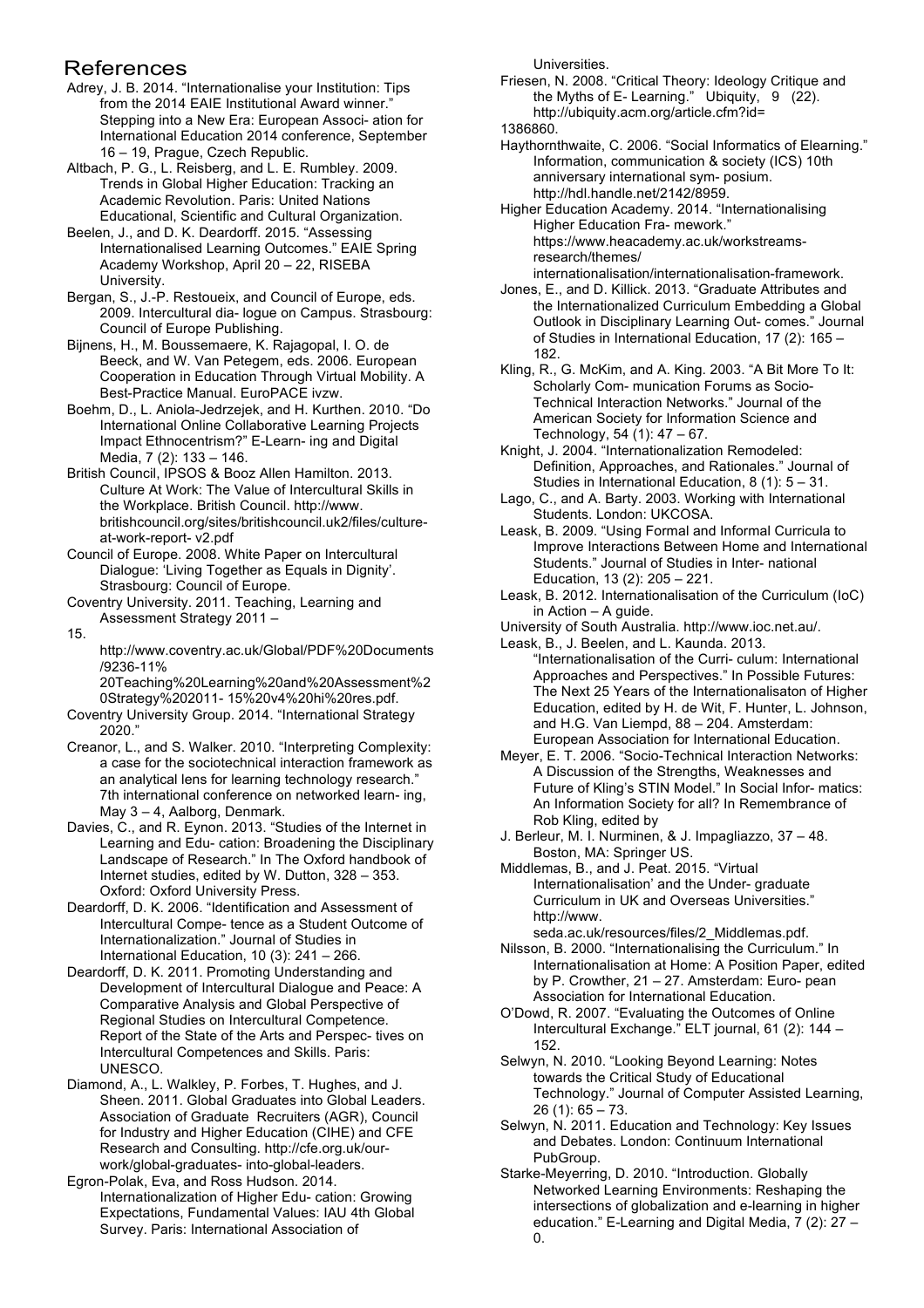# References

Adrey, J. B. 2014. "Internationalise your Institution: Tips from the 2014 EAIE Institutional Award winner." Stepping into a New Era: European Associ- ation for International Education 2014 conference, September 16 – 19, Prague, Czech Republic.

Altbach, P. G., L. Reisberg, and L. E. Rumbley. 2009. Trends in Global Higher Education: Tracking an Academic Revolution. Paris: United Nations Educational, Scientific and Cultural Organization.

Beelen, J., and D. K. Deardorff. 2015. "Assessing Internationalised Learning Outcomes." EAIE Spring Academy Workshop, April 20 – 22, RISEBA University.

Bergan, S., J.-P. Restoueix, and Council of Europe, eds. 2009. Intercultural dia- logue on Campus. Strasbourg: Council of Europe Publishing.

Bijnens, H., M. Boussemaere, K. Rajagopal, I. O. de Beeck, and W. Van Petegem, eds. 2006. European Cooperation in Education Through Virtual Mobility. A Best-Practice Manual. EuroPACE ivzw.

Boehm, D., L. Aniola-Jedrzejek, and H. Kurthen. 2010. "Do International Online Collaborative Learning Projects Impact Ethnocentrism?" E-Learn- ing and Digital Media, 7 (2): 133 – 146.

British Council, IPSOS & Booz Allen Hamilton. 2013. Culture At Work: The Value of Intercultural Skills in the Workplace. British Council. http://www. britishcouncil.org/sites/britishcouncil.uk2/files/culture-at-work-report- v2.pdf

Council of Europe. 2008. White Paper on Intercultural Dialogue: 'Living Together as Equals in Dignity'. Strasbourg: Council of Europe.

Coventry University. 2011. Teaching, Learning and Assessment Strategy 2011 –
15.
http://www.coventry.ac.uk/Global/PDF%20Documents/9236-11%
20Teaching%20Learning%20and%20Assessment%20Strategy%202011- 15%20v4%20hi%20res.pdf.

Coventry University Group. 2014. "International Strategy 2020."

Creanor, L., and S. Walker. 2010. "Interpreting Complexity: a case for the sociotechnical interaction framework as an analytical lens for learning technology research." 7th international conference on networked learn- ing, May 3 – 4, Aalborg, Denmark.

Davies, C., and R. Eynon. 2013. "Studies of the Internet in Learning and Edu- cation: Broadening the Disciplinary Landscape of Research." In The Oxford handbook of Internet studies, edited by W. Dutton, 328 – 353. Oxford: Oxford University Press.

Deardorff, D. K. 2006. "Identification and Assessment of Intercultural Compe- tence as a Student Outcome of Internationalization." Journal of Studies in International Education, 10 (3): 241 – 266.

Deardorff, D. K. 2011. Promoting Understanding and Development of Intercultural Dialogue and Peace: A Comparative Analysis and Global Perspective of Regional Studies on Intercultural Competence. Report of the State of the Arts and Perspec- tives on Intercultural Competences and Skills. Paris: UNESCO.

Diamond, A., L. Walkley, P. Forbes, T. Hughes, and J. Sheen. 2011. Global Graduates into Global Leaders. Association of Graduate Recruiters (AGR), Council for Industry and Higher Education (CIHE) and CFE Research and Consulting. http://cfe.org.uk/our-work/global-graduates- into-global-leaders.

Egron-Polak, Eva, and Ross Hudson. 2014. Internationalization of Higher Edu- cation: Growing Expectations, Fundamental Values: IAU 4th Global Survey. Paris: International Association of Universities.

Friesen, N. 2008. "Critical Theory: Ideology Critique and the Myths of E- Learning." Ubiquity, 9 (22). http://ubiquity.acm.org/article.cfm?id=
1386860.

Haythornthwaite, C. 2006. "Social Informatics of Elearning." Information, communication & society (ICS) 10th anniversary international sym- posium. http://hdl.handle.net/2142/8959.

Higher Education Academy. 2014. "Internationalising Higher Education Fra- mework." https://www.heacademy.ac.uk/workstreams-research/themes/internationalisation/internationalisation-framework.

Jones, E., and D. Killick. 2013. "Graduate Attributes and the Internationalized Curriculum Embedding a Global Outlook in Disciplinary Learning Out- comes." Journal of Studies in International Education, 17 (2): 165 – 182.

Kling, R., G. McKim, and A. King. 2003. "A Bit More To It: Scholarly Com- munication Forums as Socio-Technical Interaction Networks." Journal of the American Society for Information Science and Technology, 54 (1): 47 – 67.

Knight, J. 2004. "Internationalization Remodeled: Definition, Approaches, and Rationales." Journal of Studies in International Education, 8 (1): 5 – 31.

Lago, C., and A. Barty. 2003. Working with International Students. London: UKCOSA.

Leask, B. 2009. "Using Formal and Informal Curricula to Improve Interactions Between Home and International Students." Journal of Studies in Inter- national Education, 13 (2): 205 – 221.

Leask, B. 2012. Internationalisation of the Curriculum (IoC) in Action – A guide.

University of South Australia. http://www.ioc.net.au/.

Leask, B., J. Beelen, and L. Kaunda. 2013. "Internationalisation of the Curri- culum: International Approaches and Perspectives." In Possible Futures: The Next 25 Years of the Internationalisaton of Higher Education, edited by H. de Wit, F. Hunter, L. Johnson, and H.G. Van Liempd, 88 – 204. Amsterdam: European Association for International Education.

Meyer, E. T. 2006. "Socio-Technical Interaction Networks: A Discussion of the Strengths, Weaknesses and Future of Kling's STIN Model." In Social Infor- matics: An Information Society for all? In Remembrance of Rob Kling, edited by
J. Berleur, M. I. Nurminen, & J. Impagliazzo, 37 – 48. Boston, MA: Springer US.

Middlemas, B., and J. Peat. 2015. "Virtual Internationalisation' and the Under- graduate Curriculum in UK and Overseas Universities." http://www. seda.ac.uk/resources/files/2_Middlemas.pdf.

Nilsson, B. 2000. "Internationalising the Curriculum." In Internationalisation at Home: A Position Paper, edited by P. Crowther, 21 – 27. Amsterdam: Euro- pean Association for International Education.

O'Dowd, R. 2007. "Evaluating the Outcomes of Online Intercultural Exchange." ELT journal, 61 (2): 144 – 152.

Selwyn, N. 2010. "Looking Beyond Learning: Notes towards the Critical Study of Educational Technology." Journal of Computer Assisted Learning, 26 (1): 65 – 73.

Selwyn, N. 2011. Education and Technology: Key Issues and Debates. London: Continuum International PubGroup.

Starke-Meyerring, D. 2010. "Introduction. Globally Networked Learning Environments: Reshaping the intersections of globalization and e-learning in higher education." E-Learning and Digital Media, 7 (2): 27 – 0.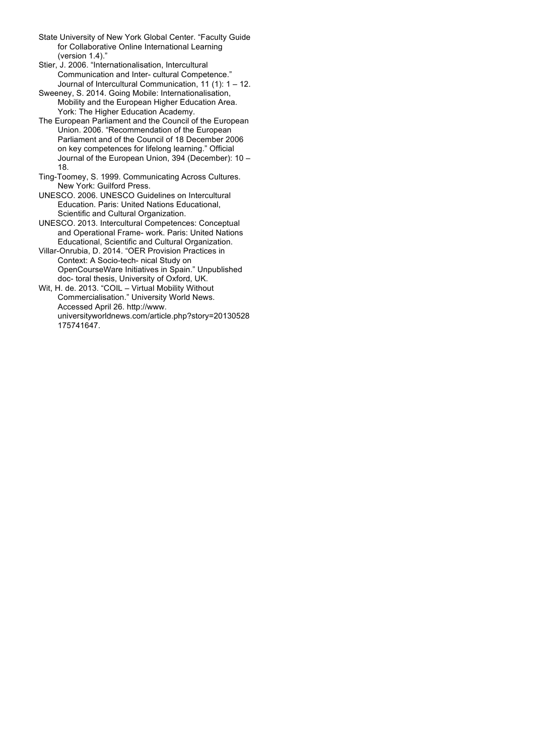State University of New York Global Center. "Faculty Guide for Collaborative Online International Learning (version 1.4)."

Stier, J. 2006. "Internationalisation, Intercultural Communication and Inter- cultural Competence." Journal of Intercultural Communication, 11 (1): 1 – 12.

Sweeney, S. 2014. Going Mobile: Internationalisation, Mobility and the European Higher Education Area. York: The Higher Education Academy.

The European Parliament and the Council of the European Union. 2006. "Recommendation of the European Parliament and of the Council of 18 December 2006 on key competences for lifelong learning." Official Journal of the European Union, 394 (December): 10 – 18.

Ting-Toomey, S. 1999. Communicating Across Cultures. New York: Guilford Press.

UNESCO. 2006. UNESCO Guidelines on Intercultural Education. Paris: United Nations Educational, Scientific and Cultural Organization.

UNESCO. 2013. Intercultural Competences: Conceptual and Operational Frame- work. Paris: United Nations Educational, Scientific and Cultural Organization.

Villar-Onrubia, D. 2014. "OER Provision Practices in Context: A Socio-tech- nical Study on OpenCourseWare Initiatives in Spain." Unpublished doc- toral thesis, University of Oxford, UK.

Wit, H. de. 2013. "COIL – Virtual Mobility Without Commercialisation." University World News. Accessed April 26. http://www. universityworldnews.com/article.php?story=20130528175741647.